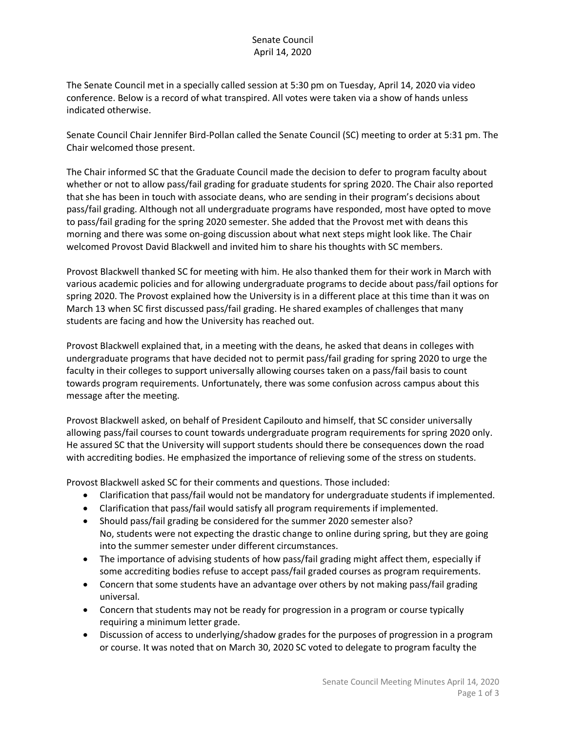Senate Council
April 14, 2020

The Senate Council met in a specially called session at 5:30 pm on Tuesday, April 14, 2020 via video conference. Below is a record of what transpired. All votes were taken via a show of hands unless indicated otherwise.

Senate Council Chair Jennifer Bird-Pollan called the Senate Council (SC) meeting to order at 5:31 pm. The Chair welcomed those present.

The Chair informed SC that the Graduate Council made the decision to defer to program faculty about whether or not to allow pass/fail grading for graduate students for spring 2020. The Chair also reported that she has been in touch with associate deans, who are sending in their program's decisions about pass/fail grading. Although not all undergraduate programs have responded, most have opted to move to pass/fail grading for the spring 2020 semester. She added that the Provost met with deans this morning and there was some on-going discussion about what next steps might look like. The Chair welcomed Provost David Blackwell and invited him to share his thoughts with SC members.

Provost Blackwell thanked SC for meeting with him. He also thanked them for their work in March with various academic policies and for allowing undergraduate programs to decide about pass/fail options for spring 2020. The Provost explained how the University is in a different place at this time than it was on March 13 when SC first discussed pass/fail grading. He shared examples of challenges that many students are facing and how the University has reached out.

Provost Blackwell explained that, in a meeting with the deans, he asked that deans in colleges with undergraduate programs that have decided not to permit pass/fail grading for spring 2020 to urge the faculty in their colleges to support universally allowing courses taken on a pass/fail basis to count towards program requirements. Unfortunately, there was some confusion across campus about this message after the meeting.

Provost Blackwell asked, on behalf of President Capilouto and himself, that SC consider universally allowing pass/fail courses to count towards undergraduate program requirements for spring 2020 only. He assured SC that the University will support students should there be consequences down the road with accrediting bodies. He emphasized the importance of relieving some of the stress on students.

Provost Blackwell asked SC for their comments and questions. Those included:

- Clarification that pass/fail would not be mandatory for undergraduate students if implemented.
- Clarification that pass/fail would satisfy all program requirements if implemented.
- Should pass/fail grading be considered for the summer 2020 semester also?
  No, students were not expecting the drastic change to online during spring, but they are going into the summer semester under different circumstances.
- The importance of advising students of how pass/fail grading might affect them, especially if some accrediting bodies refuse to accept pass/fail graded courses as program requirements.
- Concern that some students have an advantage over others by not making pass/fail grading universal.
- Concern that students may not be ready for progression in a program or course typically requiring a minimum letter grade.
- Discussion of access to underlying/shadow grades for the purposes of progression in a program or course. It was noted that on March 30, 2020 SC voted to delegate to program faculty the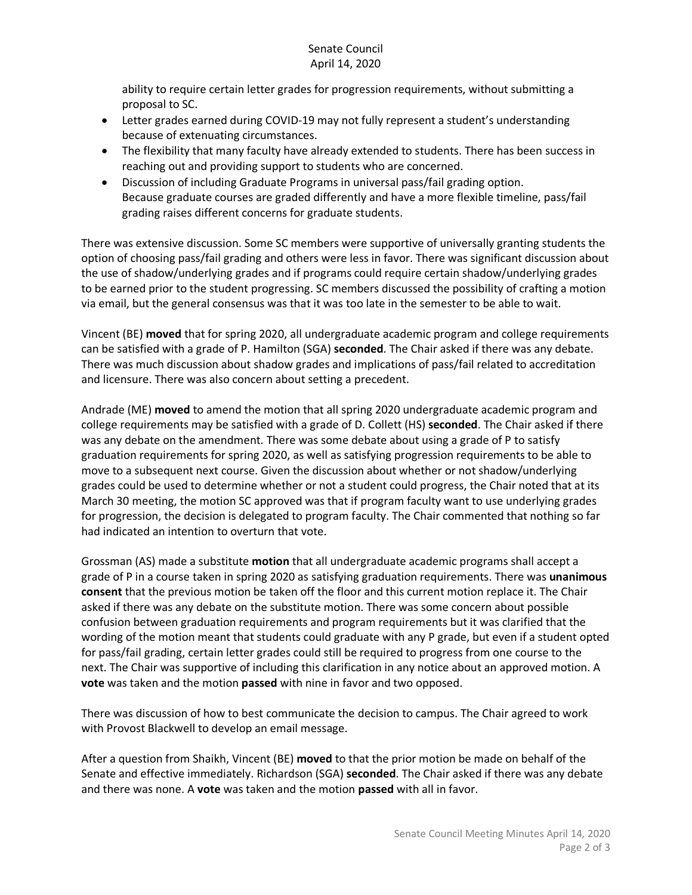ability to require certain letter grades for progression requirements, without submitting a proposal to SC.

- Letter grades earned during COVID-19 may not fully represent a student's understanding because of extenuating circumstances.
- The flexibility that many faculty have already extended to students. There has been success in reaching out and providing support to students who are concerned.
- Discussion of including Graduate Programs in universal pass/fail grading option. Because graduate courses are graded differently and have a more flexible timeline, pass/fail grading raises different concerns for graduate students.

There was extensive discussion. Some SC members were supportive of universally granting students the option of choosing pass/fail grading and others were less in favor. There was significant discussion about the use of shadow/underlying grades and if programs could require certain shadow/underlying grades to be earned prior to the student progressing. SC members discussed the possibility of crafting a motion via email, but the general consensus was that it was too late in the semester to be able to wait.

Vincent (BE) **moved** that for spring 2020, all undergraduate academic program and college requirements can be satisfied with a grade of P. Hamilton (SGA) **seconded**. The Chair asked if there was any debate. There was much discussion about shadow grades and implications of pass/fail related to accreditation and licensure. There was also concern about setting a precedent.

Andrade (ME) **moved** to amend the motion that all spring 2020 undergraduate academic program and college requirements may be satisfied with a grade of D. Collett (HS) **seconded**. The Chair asked if there was any debate on the amendment. There was some debate about using a grade of P to satisfy graduation requirements for spring 2020, as well as satisfying progression requirements to be able to move to a subsequent next course. Given the discussion about whether or not shadow/underlying grades could be used to determine whether or not a student could progress, the Chair noted that at its March 30 meeting, the motion SC approved was that if program faculty want to use underlying grades for progression, the decision is delegated to program faculty. The Chair commented that nothing so far had indicated an intention to overturn that vote.

Grossman (AS) made a substitute **motion** that all undergraduate academic programs shall accept a grade of P in a course taken in spring 2020 as satisfying graduation requirements. There was **unanimous consent** that the previous motion be taken off the floor and this current motion replace it. The Chair asked if there was any debate on the substitute motion. There was some concern about possible confusion between graduation requirements and program requirements but it was clarified that the wording of the motion meant that students could graduate with any P grade, but even if a student opted for pass/fail grading, certain letter grades could still be required to progress from one course to the next. The Chair was supportive of including this clarification in any notice about an approved motion. A **vote** was taken and the motion **passed** with nine in favor and two opposed.

There was discussion of how to best communicate the decision to campus. The Chair agreed to work with Provost Blackwell to develop an email message.

After a question from Shaikh, Vincent (BE) **moved** to that the prior motion be made on behalf of the Senate and effective immediately. Richardson (SGA) **seconded**. The Chair asked if there was any debate and there was none. A **vote** was taken and the motion **passed** with all in favor.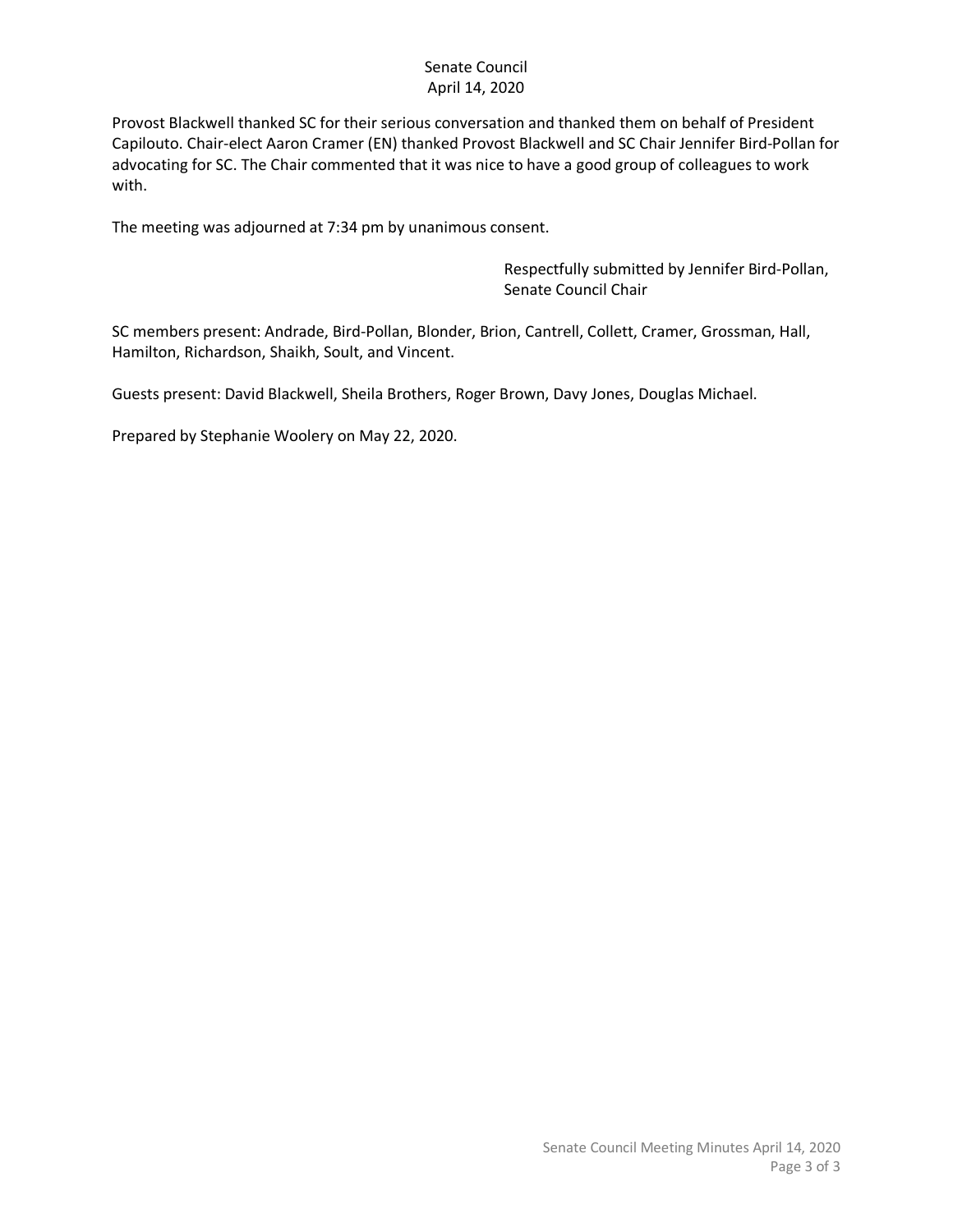Provost Blackwell thanked SC for their serious conversation and thanked them on behalf of President Capilouto. Chair-elect Aaron Cramer (EN) thanked Provost Blackwell and SC Chair Jennifer Bird-Pollan for advocating for SC. The Chair commented that it was nice to have a good group of colleagues to work with.

The meeting was adjourned at 7:34 pm by unanimous consent.

Respectfully submitted by Jennifer Bird-Pollan,
Senate Council Chair

SC members present: Andrade, Bird-Pollan, Blonder, Brion, Cantrell, Collett, Cramer, Grossman, Hall, Hamilton, Richardson, Shaikh, Soult, and Vincent.

Guests present: David Blackwell, Sheila Brothers, Roger Brown, Davy Jones, Douglas Michael.

Prepared by Stephanie Woolery on May 22, 2020.